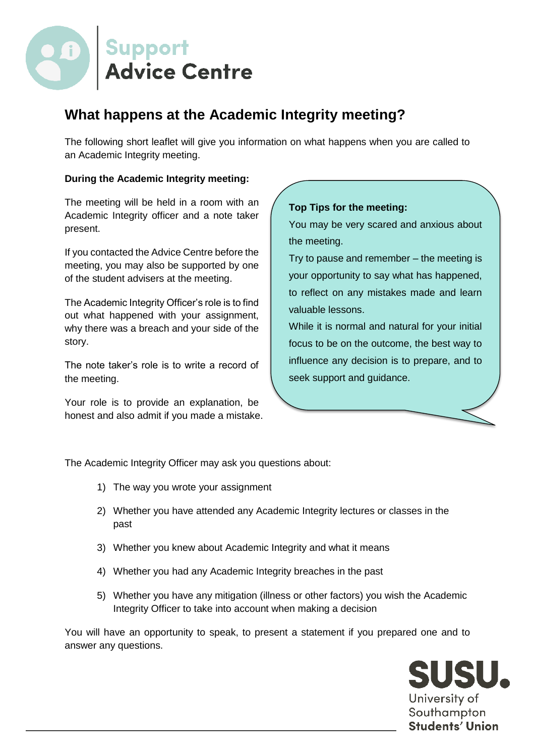Support Advice Centre

# What happens at the Academic Integrity meeting?

The following short leaflet will give you information on what happens when you are called to an Academic Integrity meeting.

**During the Academic Integrity meeting:**

The meeting will be held in a room with an Academic Integrity officer and a note taker present.

If you contacted the Advice Centre before the meeting, you may also be supported by one of the student advisers at the meeting.

The Academic Integrity Officer's role is to find out what happened with your assignment, why there was a breach and your side of the story.

The note taker's role is to write a record of the meeting.

Your role is to provide an explanation, be honest and also admit if you made a mistake.

**Top Tips for the meeting:**

You may be very scared and anxious about the meeting.

Try to pause and remember – the meeting is your opportunity to say what has happened, to reflect on any mistakes made and learn valuable lessons.

While it is normal and natural for your initial focus to be on the outcome, the best way to influence any decision is to prepare, and to seek support and guidance.

The Academic Integrity Officer may ask you questions about:

1) The way you wrote your assignment
2) Whether you have attended any Academic Integrity lectures or classes in the past
3) Whether you knew about Academic Integrity and what it means
4) Whether you had any Academic Integrity breaches in the past
5) Whether you have any mitigation (illness or other factors) you wish the Academic Integrity Officer to take into account when making a decision

You will have an opportunity to speak, to present a statement if you prepared one and to answer any questions.

SUSU. University of Southampton Students' Union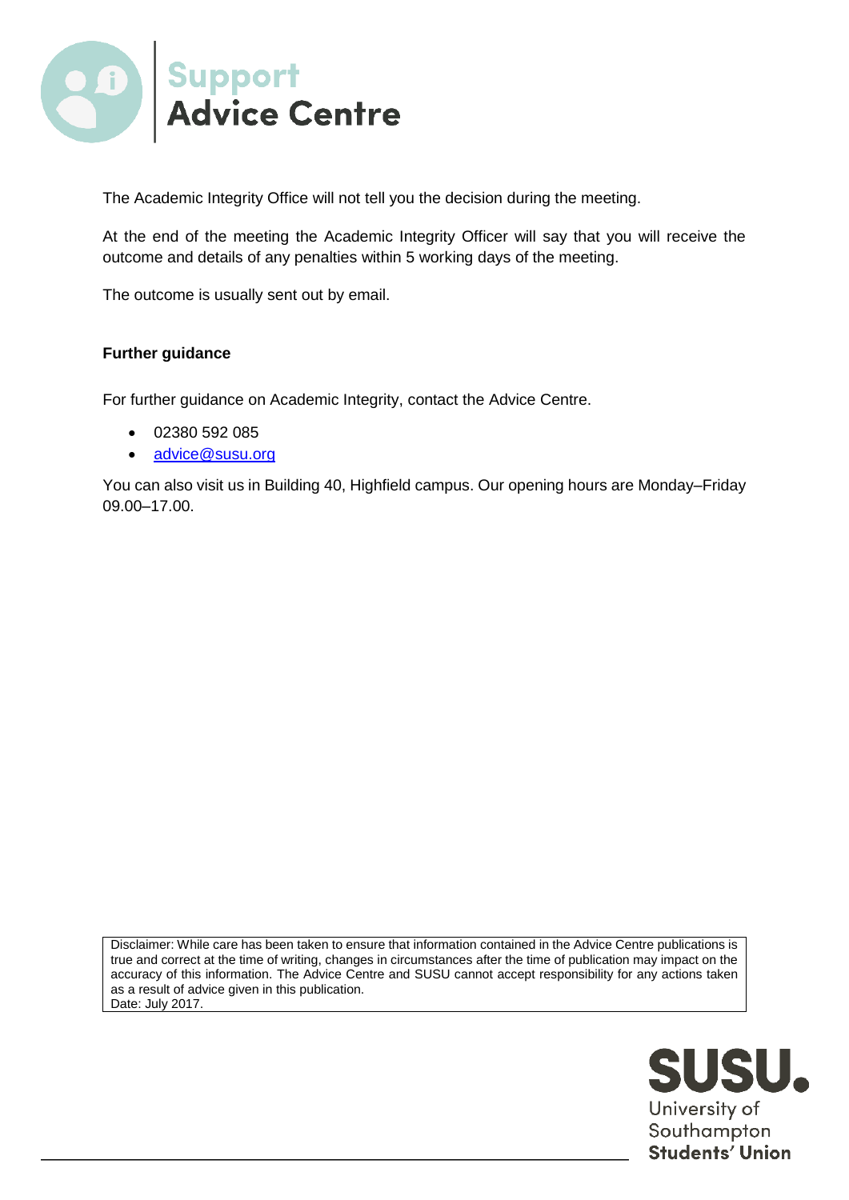The Academic Integrity Office will not tell you the decision during the meeting.

At the end of the meeting the Academic Integrity Officer will say that you will receive the outcome and details of any penalties within 5 working days of the meeting.

The outcome is usually sent out by email.

**Further guidance**

For further guidance on Academic Integrity, contact the Advice Centre.

- 02380 592 085
- advice@susu.org

You can also visit us in Building 40, Highfield campus. Our opening hours are Monday–Friday 09.00–17.00.

Disclaimer: While care has been taken to ensure that information contained in the Advice Centre publications is true and correct at the time of writing, changes in circumstances after the time of publication may impact on the accuracy of this information. The Advice Centre and SUSU cannot accept responsibility for any actions taken as a result of advice given in this publication.
Date: July 2017.